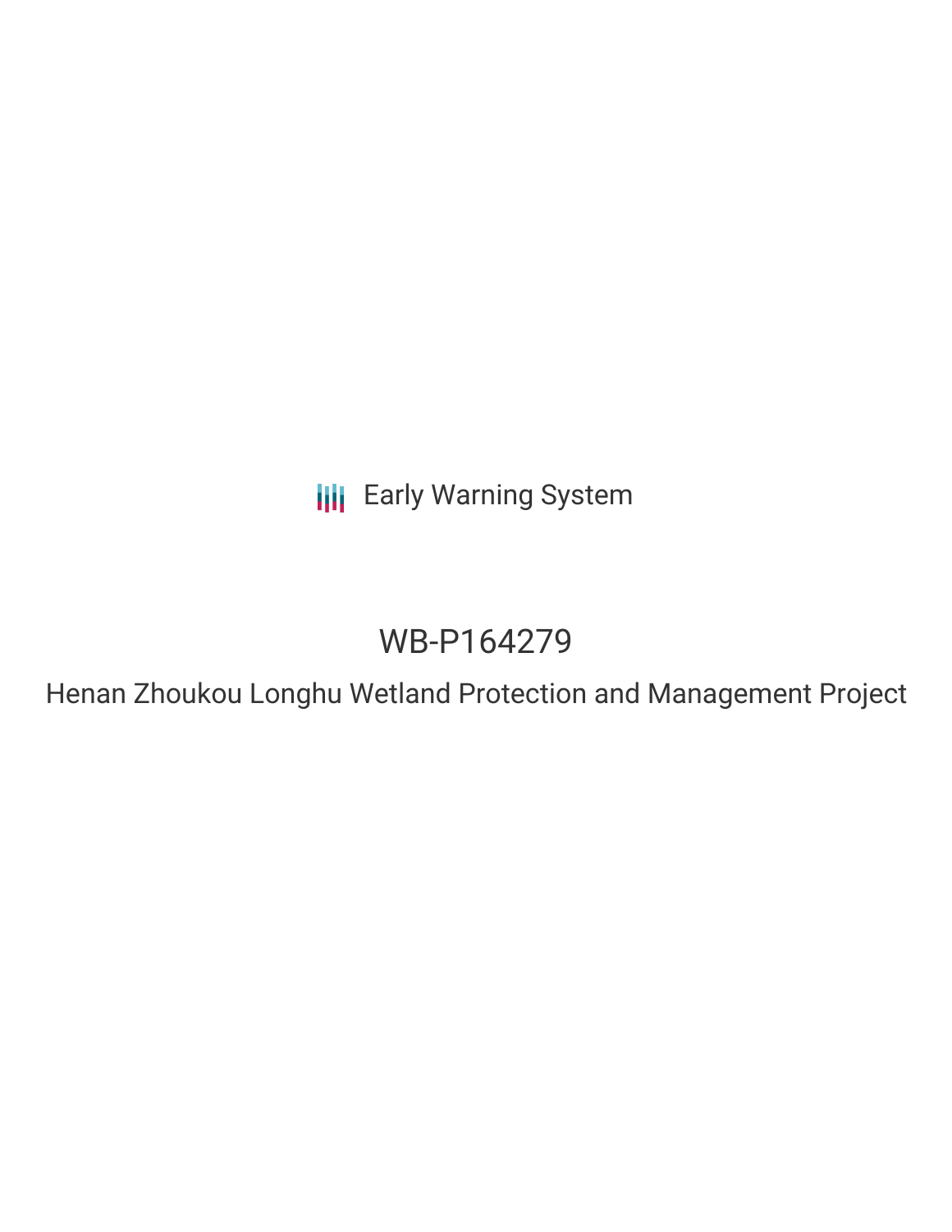Early Warning System

# WB-P164279

## Henan Zhoukou Longhu Wetland Protection and Management Project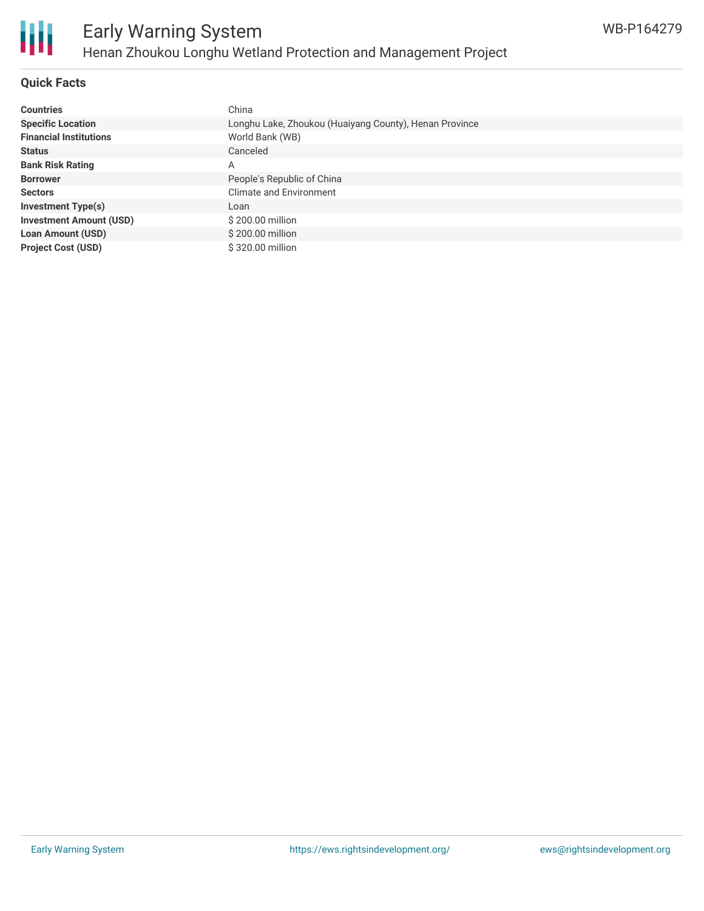## Quick Facts

| | |
|---|---|
| **Countries** | China |
| **Specific Location** | Longhu Lake, Zhoukou (Huaiyang County), Henan Province |
| **Financial Institutions** | World Bank (WB) |
| **Status** | Canceled |
| **Bank Risk Rating** | A |
| **Borrower** | People's Republic of China |
| **Sectors** | Climate and Environment |
| **Investment Type(s)** | Loan |
| **Investment Amount (USD)** | $ 200.00 million |
| **Loan Amount (USD)** | $ 200.00 million |
| **Project Cost (USD)** | $ 320.00 million |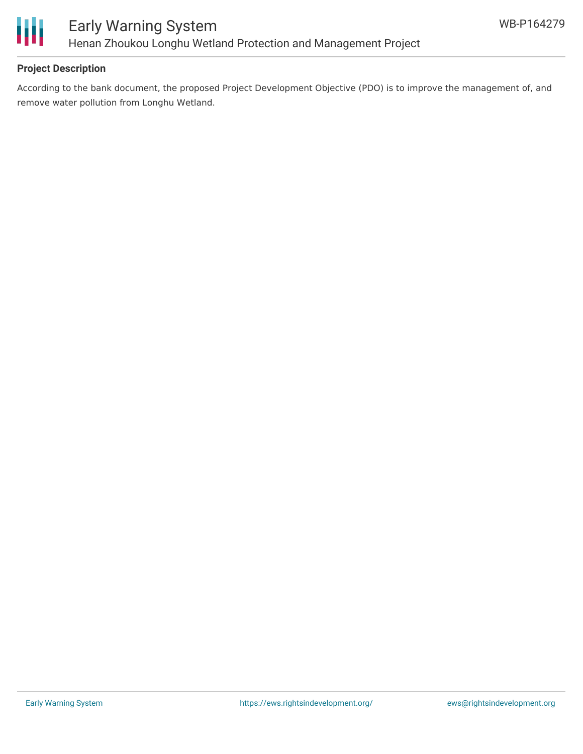## Project Description

According to the bank document, the proposed Project Development Objective (PDO) is to improve the management of, and remove water pollution from Longhu Wetland.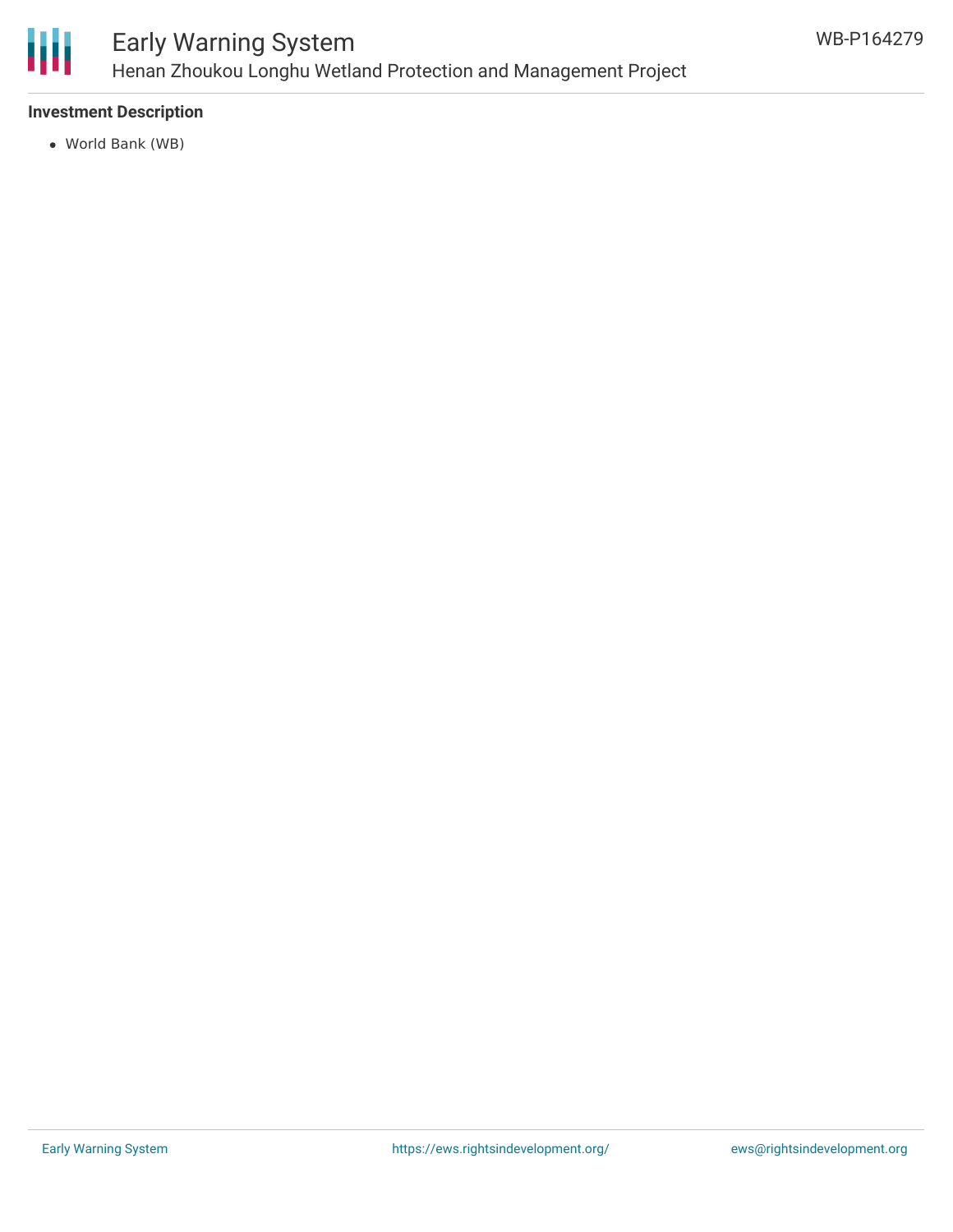**Investment Description**

- World Bank (WB)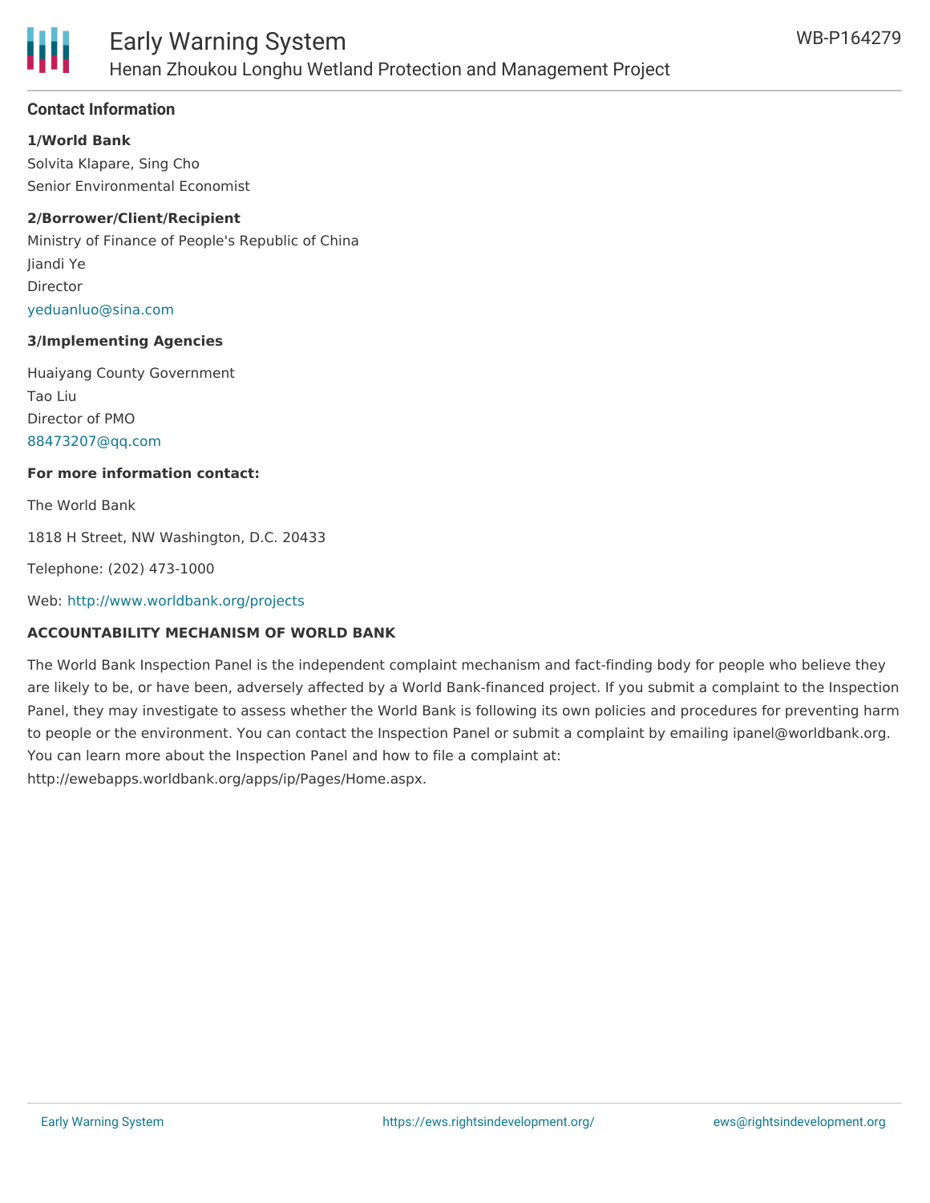## Contact Information

**1/World Bank**

Solvita Klapare, Sing Cho

Senior Environmental Economist

**2/Borrower/Client/Recipient**

Ministry of Finance of People's Republic of China

Jiandi Ye

Director

yeduanluo@sina.com

**3/Implementing Agencies**

Huaiyang County Government

Tao Liu

Director of PMO

88473207@qq.com

**For more information contact:**

The World Bank

1818 H Street, NW Washington, D.C. 20433

Telephone: (202) 473-1000

Web: http://www.worldbank.org/projects

**ACCOUNTABILITY MECHANISM OF WORLD BANK**

The World Bank Inspection Panel is the independent complaint mechanism and fact-finding body for people who believe they are likely to be, or have been, adversely affected by a World Bank-financed project. If you submit a complaint to the Inspection Panel, they may investigate to assess whether the World Bank is following its own policies and procedures for preventing harm to people or the environment. You can contact the Inspection Panel or submit a complaint by emailing ipanel@worldbank.org. You can learn more about the Inspection Panel and how to file a complaint at: http://ewebapps.worldbank.org/apps/ip/Pages/Home.aspx.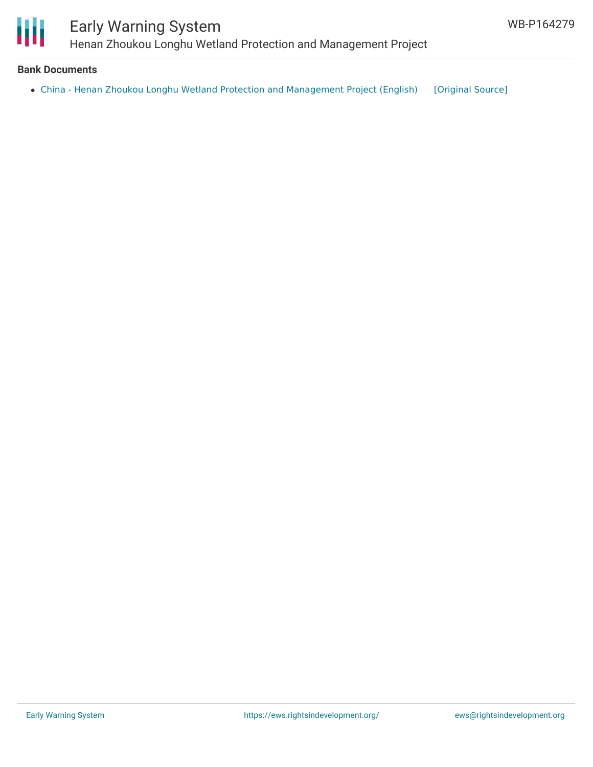**Bank Documents**

- China - Henan Zhoukou Longhu Wetland Protection and Management Project (English) [Original Source]